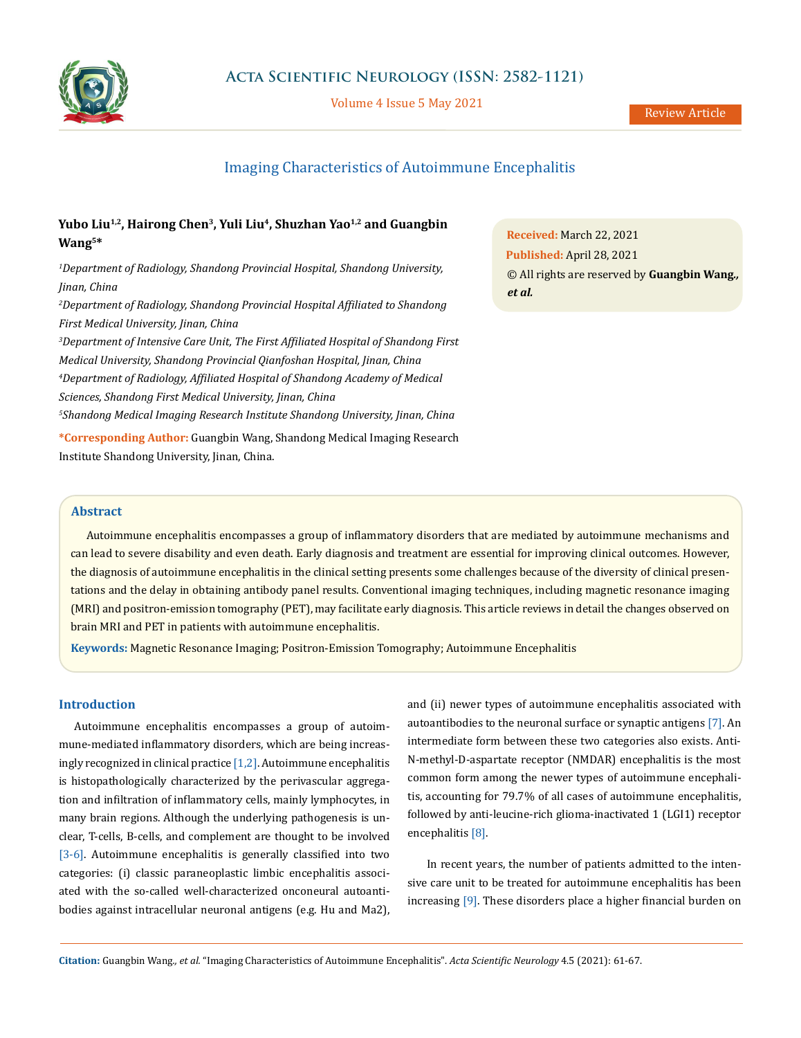# Imaging Characteristics of Autoimmune Encephalitis

**Yubo Liu[1,2], Hairong Chen[3], Yuli Liu[4], Shuzhan Yao[1,2] and Guangbin Wang[5]***

*[1]Department of Radiology, Shandong Provincial Hospital, Shandong University, Jinan, China*

*[2]Department of Radiology, Shandong Provincial Hospital Affiliated to Shandong First Medical University, Jinan, China*

*[3]Department of Intensive Care Unit, The First Affiliated Hospital of Shandong First Medical University, Shandong Provincial Qianfoshan Hospital, Jinan, China*

*[4]Department of Radiology, Affiliated Hospital of Shandong Academy of Medical Sciences, Shandong First Medical University, Jinan, China*

*[5]Shandong Medical Imaging Research Institute Shandong University, Jinan, China*

**\*Corresponding Author:** Guangbin Wang, Shandong Medical Imaging Research Institute Shandong University, Jinan, China.

**Received:** March 22, 2021

**Published:** April 28, 2021

© All rights are reserved by **Guangbin Wang.,** ***et al.***

## Abstract

Autoimmune encephalitis encompasses a group of inflammatory disorders that are mediated by autoimmune mechanisms and can lead to severe disability and even death. Early diagnosis and treatment are essential for improving clinical outcomes. However, the diagnosis of autoimmune encephalitis in the clinical setting presents some challenges because of the diversity of clinical presentations and the delay in obtaining antibody panel results. Conventional imaging techniques, including magnetic resonance imaging (MRI) and positron-emission tomography (PET), may facilitate early diagnosis. This article reviews in detail the changes observed on brain MRI and PET in patients with autoimmune encephalitis.

**Keywords:** Magnetic Resonance Imaging; Positron-Emission Tomography; Autoimmune Encephalitis

## Introduction

Autoimmune encephalitis encompasses a group of autoimmune-mediated inflammatory disorders, which are being increasingly recognized in clinical practice [1,2]. Autoimmune encephalitis is histopathologically characterized by the perivascular aggregation and infiltration of inflammatory cells, mainly lymphocytes, in many brain regions. Although the underlying pathogenesis is unclear, T-cells, B-cells, and complement are thought to be involved [3-6]. Autoimmune encephalitis is generally classified into two categories: (i) classic paraneoplastic limbic encephalitis associated with the so-called well-characterized onconeural autoantibodies against intracellular neuronal antigens (e.g. Hu and Ma2), and (ii) newer types of autoimmune encephalitis associated with autoantibodies to the neuronal surface or synaptic antigens [7]. An intermediate form between these two categories also exists. Anti-N-methyl-D-aspartate receptor (NMDAR) encephalitis is the most common form among the newer types of autoimmune encephalitis, accounting for 79.7% of all cases of autoimmune encephalitis, followed by anti-leucine-rich glioma-inactivated 1 (LGI1) receptor encephalitis [8].

In recent years, the number of patients admitted to the intensive care unit to be treated for autoimmune encephalitis has been increasing [9]. These disorders place a higher financial burden on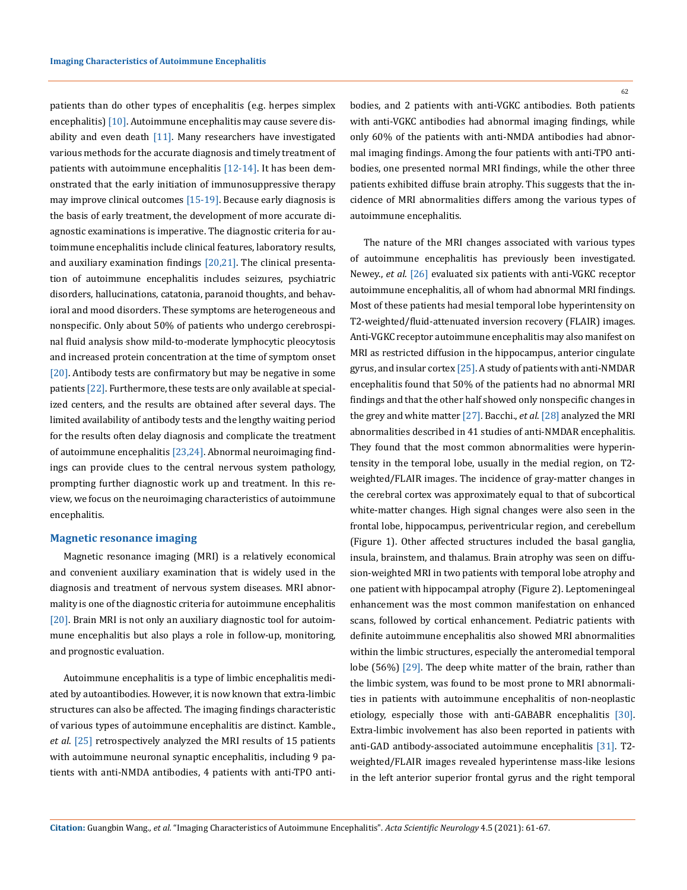patients than do other types of encephalitis (e.g. herpes simplex encephalitis) [10]. Autoimmune encephalitis may cause severe disability and even death [11]. Many researchers have investigated various methods for the accurate diagnosis and timely treatment of patients with autoimmune encephalitis [12-14]. It has been demonstrated that the early initiation of immunosuppressive therapy may improve clinical outcomes [15-19]. Because early diagnosis is the basis of early treatment, the development of more accurate diagnostic examinations is imperative. The diagnostic criteria for autoimmune encephalitis include clinical features, laboratory results, and auxiliary examination findings [20,21]. The clinical presentation of autoimmune encephalitis includes seizures, psychiatric disorders, hallucinations, catatonia, paranoid thoughts, and behavioral and mood disorders. These symptoms are heterogeneous and nonspecific. Only about 50% of patients who undergo cerebrospinal fluid analysis show mild-to-moderate lymphocytic pleocytosis and increased protein concentration at the time of symptom onset [20]. Antibody tests are confirmatory but may be negative in some patients [22]. Furthermore, these tests are only available at specialized centers, and the results are obtained after several days. The limited availability of antibody tests and the lengthy waiting period for the results often delay diagnosis and complicate the treatment of autoimmune encephalitis [23,24]. Abnormal neuroimaging findings can provide clues to the central nervous system pathology, prompting further diagnostic work up and treatment. In this review, we focus on the neuroimaging characteristics of autoimmune encephalitis.

## Magnetic resonance imaging

Magnetic resonance imaging (MRI) is a relatively economical and convenient auxiliary examination that is widely used in the diagnosis and treatment of nervous system diseases. MRI abnormality is one of the diagnostic criteria for autoimmune encephalitis [20]. Brain MRI is not only an auxiliary diagnostic tool for autoimmune encephalitis but also plays a role in follow-up, monitoring, and prognostic evaluation.

Autoimmune encephalitis is a type of limbic encephalitis mediated by autoantibodies. However, it is now known that extra-limbic structures can also be affected. The imaging findings characteristic of various types of autoimmune encephalitis are distinct. Kamble., *et al*. [25] retrospectively analyzed the MRI results of 15 patients with autoimmune neuronal synaptic encephalitis, including 9 patients with anti-NMDA antibodies, 4 patients with anti-TPO antibodies, and 2 patients with anti-VGKC antibodies. Both patients with anti-VGKC antibodies had abnormal imaging findings, while only 60% of the patients with anti-NMDA antibodies had abnormal imaging findings. Among the four patients with anti-TPO antibodies, one presented normal MRI findings, while the other three patients exhibited diffuse brain atrophy. This suggests that the incidence of MRI abnormalities differs among the various types of autoimmune encephalitis.

The nature of the MRI changes associated with various types of autoimmune encephalitis has previously been investigated. Newey., *et al*. [26] evaluated six patients with anti-VGKC receptor autoimmune encephalitis, all of whom had abnormal MRI findings. Most of these patients had mesial temporal lobe hyperintensity on T2-weighted/fluid-attenuated inversion recovery (FLAIR) images. Anti-VGKC receptor autoimmune encephalitis may also manifest on MRI as restricted diffusion in the hippocampus, anterior cingulate gyrus, and insular cortex [25]. A study of patients with anti-NMDAR encephalitis found that 50% of the patients had no abnormal MRI findings and that the other half showed only nonspecific changes in the grey and white matter [27]. Bacchi., *et al*. [28] analyzed the MRI abnormalities described in 41 studies of anti-NMDAR encephalitis. They found that the most common abnormalities were hyperintensity in the temporal lobe, usually in the medial region, on T2-weighted/FLAIR images. The incidence of gray-matter changes in the cerebral cortex was approximately equal to that of subcortical white-matter changes. High signal changes were also seen in the frontal lobe, hippocampus, periventricular region, and cerebellum (Figure 1). Other affected structures included the basal ganglia, insula, brainstem, and thalamus. Brain atrophy was seen on diffusion-weighted MRI in two patients with temporal lobe atrophy and one patient with hippocampal atrophy (Figure 2). Leptomeningeal enhancement was the most common manifestation on enhanced scans, followed by cortical enhancement. Pediatric patients with definite autoimmune encephalitis also showed MRI abnormalities within the limbic structures, especially the anteromedial temporal lobe (56%) [29]. The deep white matter of the brain, rather than the limbic system, was found to be most prone to MRI abnormalities in patients with autoimmune encephalitis of non-neoplastic etiology, especially those with anti-GABABR encephalitis [30]. Extra-limbic involvement has also been reported in patients with anti-GAD antibody-associated autoimmune encephalitis [31]. T2-weighted/FLAIR images revealed hyperintense mass-like lesions in the left anterior superior frontal gyrus and the right temporal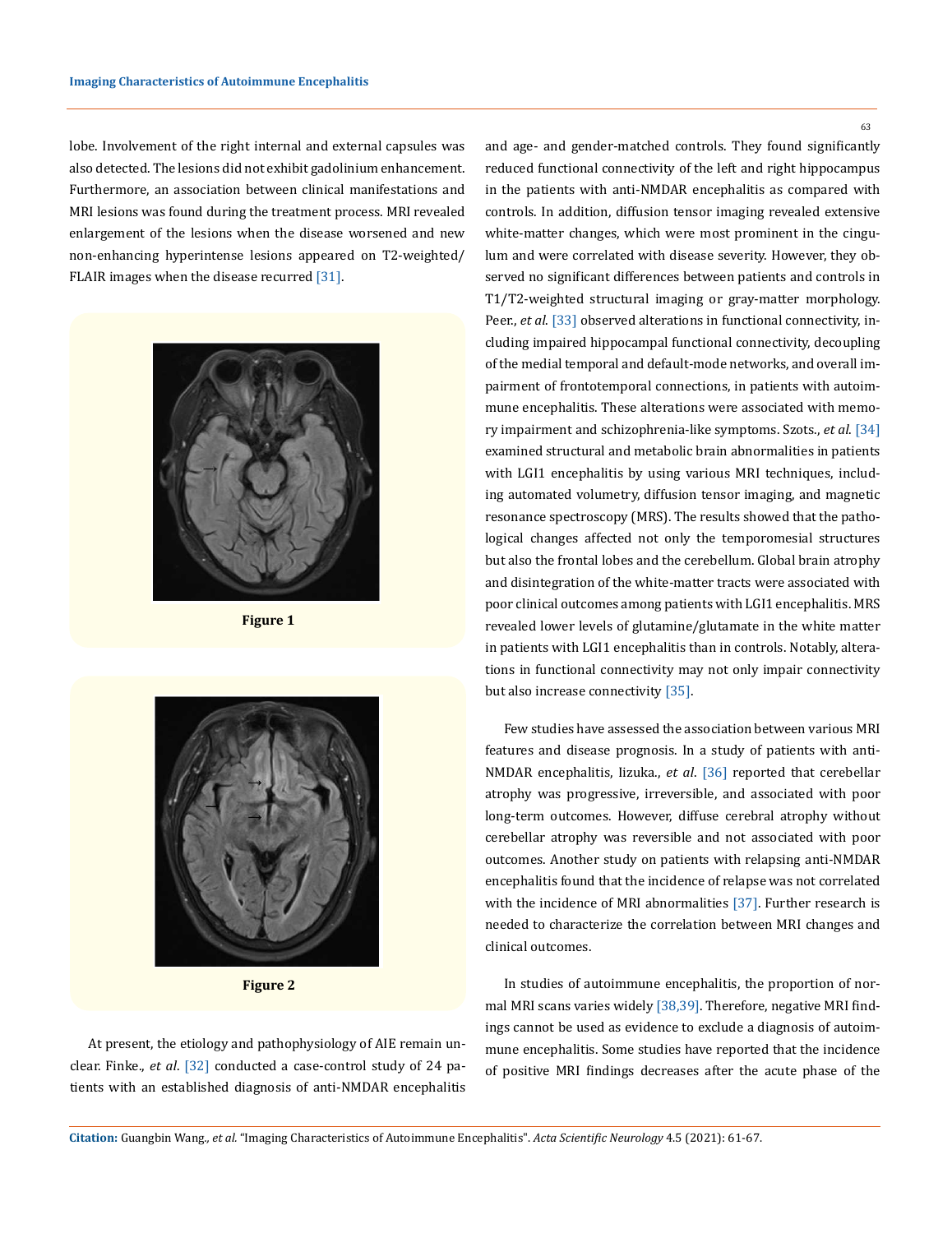lobe. Involvement of the right internal and external capsules was also detected. The lesions did not exhibit gadolinium enhancement. Furthermore, an association between clinical manifestations and MRI lesions was found during the treatment process. MRI revealed enlargement of the lesions when the disease worsened and new non-enhancing hyperintense lesions appeared on T2-weighted/FLAIR images when the disease recurred [31].

Figure 1

Figure 2

At present, the etiology and pathophysiology of AIE remain unclear. Finke., *et al*. [32] conducted a case-control study of 24 patients with an established diagnosis of anti-NMDAR encephalitis and age- and gender-matched controls. They found significantly reduced functional connectivity of the left and right hippocampus in the patients with anti-NMDAR encephalitis as compared with controls. In addition, diffusion tensor imaging revealed extensive white-matter changes, which were most prominent in the cingulum and were correlated with disease severity. However, they observed no significant differences between patients and controls in T1/T2-weighted structural imaging or gray-matter morphology. Peer., *et al*. [33] observed alterations in functional connectivity, including impaired hippocampal functional connectivity, decoupling of the medial temporal and default-mode networks, and overall impairment of frontotemporal connections, in patients with autoimmune encephalitis. These alterations were associated with memory impairment and schizophrenia-like symptoms. Szots., *et al*. [34] examined structural and metabolic brain abnormalities in patients with LGI1 encephalitis by using various MRI techniques, including automated volumetry, diffusion tensor imaging, and magnetic resonance spectroscopy (MRS). The results showed that the pathological changes affected not only the temporomesial structures but also the frontal lobes and the cerebellum. Global brain atrophy and disintegration of the white-matter tracts were associated with poor clinical outcomes among patients with LGI1 encephalitis. MRS revealed lower levels of glutamine/glutamate in the white matter in patients with LGI1 encephalitis than in controls. Notably, alterations in functional connectivity may not only impair connectivity but also increase connectivity [35].

Few studies have assessed the association between various MRI features and disease prognosis. In a study of patients with anti-NMDAR encephalitis, Iizuka., *et al*. [36] reported that cerebellar atrophy was progressive, irreversible, and associated with poor long-term outcomes. However, diffuse cerebral atrophy without cerebellar atrophy was reversible and not associated with poor outcomes. Another study on patients with relapsing anti-NMDAR encephalitis found that the incidence of relapse was not correlated with the incidence of MRI abnormalities [37]. Further research is needed to characterize the correlation between MRI changes and clinical outcomes.

In studies of autoimmune encephalitis, the proportion of normal MRI scans varies widely [38,39]. Therefore, negative MRI findings cannot be used as evidence to exclude a diagnosis of autoimmune encephalitis. Some studies have reported that the incidence of positive MRI findings decreases after the acute phase of the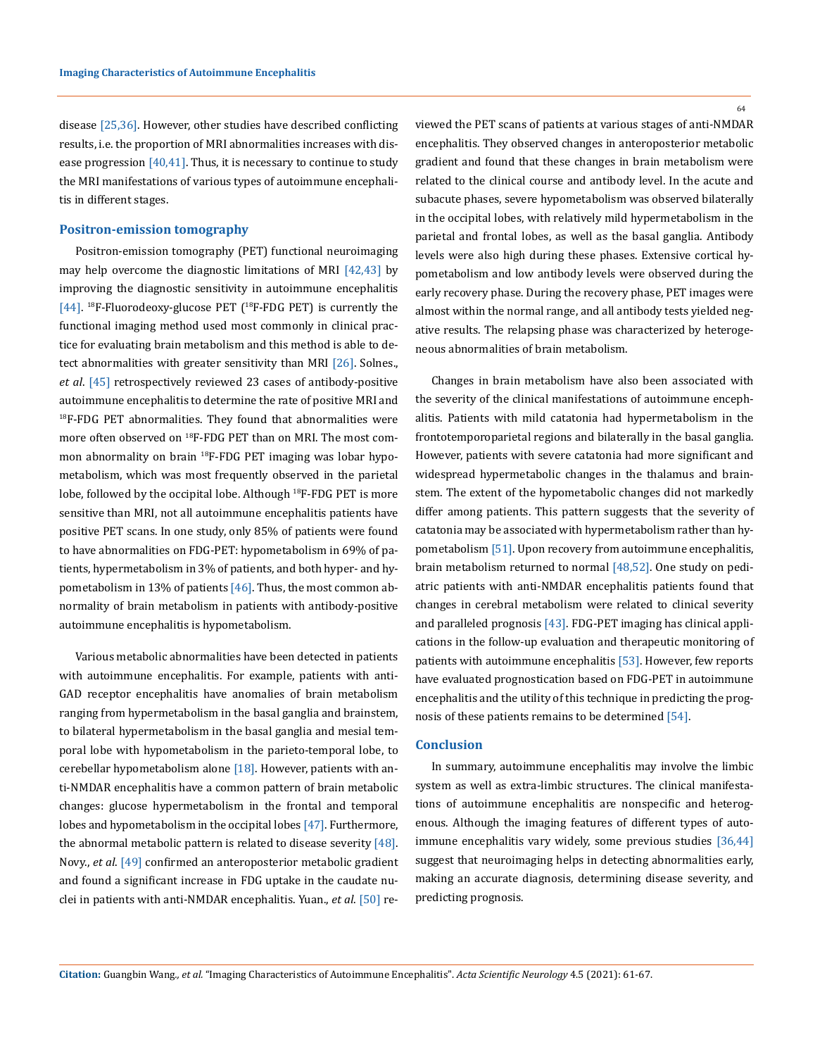disease [25,36]. However, other studies have described conflicting results, i.e. the proportion of MRI abnormalities increases with disease progression [40,41]. Thus, it is necessary to continue to study the MRI manifestations of various types of autoimmune encephalitis in different stages.

### Positron-emission tomography

Positron-emission tomography (PET) functional neuroimaging may help overcome the diagnostic limitations of MRI [42,43] by improving the diagnostic sensitivity in autoimmune encephalitis [44]. $^{18}$F-Fluorodeoxy-glucose PET ($^{18}$F-FDG PET) is currently the functional imaging method used most commonly in clinical practice for evaluating brain metabolism and this method is able to detect abnormalities with greater sensitivity than MRI [26]. Solnes., *et al*. [45] retrospectively reviewed 23 cases of antibody-positive autoimmune encephalitis to determine the rate of positive MRI and $^{18}$F-FDG PET abnormalities. They found that abnormalities were more often observed on $^{18}$F-FDG PET than on MRI. The most common abnormality on brain $^{18}$F-FDG PET imaging was lobar hypometabolism, which was most frequently observed in the parietal lobe, followed by the occipital lobe. Although $^{18}$F-FDG PET is more sensitive than MRI, not all autoimmune encephalitis patients have positive PET scans. In one study, only 85% of patients were found to have abnormalities on FDG-PET: hypometabolism in 69% of patients, hypermetabolism in 3% of patients, and both hyper- and hypometabolism in 13% of patients [46]. Thus, the most common abnormality of brain metabolism in patients with antibody-positive autoimmune encephalitis is hypometabolism.

Various metabolic abnormalities have been detected in patients with autoimmune encephalitis. For example, patients with anti-GAD receptor encephalitis have anomalies of brain metabolism ranging from hypermetabolism in the basal ganglia and brainstem, to bilateral hypermetabolism in the basal ganglia and mesial temporal lobe with hypometabolism in the parieto-temporal lobe, to cerebellar hypometabolism alone [18]. However, patients with anti-NMDAR encephalitis have a common pattern of brain metabolic changes: glucose hypermetabolism in the frontal and temporal lobes and hypometabolism in the occipital lobes [47]. Furthermore, the abnormal metabolic pattern is related to disease severity [48]. Novy., *et al*. [49] confirmed an anteroposterior metabolic gradient and found a significant increase in FDG uptake in the caudate nuclei in patients with anti-NMDAR encephalitis. Yuan., *et al*. [50] reviewed the PET scans of patients at various stages of anti-NMDAR encephalitis. They observed changes in anteroposterior metabolic gradient and found that these changes in brain metabolism were related to the clinical course and antibody level. In the acute and subacute phases, severe hypometabolism was observed bilaterally in the occipital lobes, with relatively mild hypermetabolism in the parietal and frontal lobes, as well as the basal ganglia. Antibody levels were also high during these phases. Extensive cortical hypometabolism and low antibody levels were observed during the early recovery phase. During the recovery phase, PET images were almost within the normal range, and all antibody tests yielded negative results. The relapsing phase was characterized by heterogeneous abnormalities of brain metabolism.

Changes in brain metabolism have also been associated with the severity of the clinical manifestations of autoimmune encephalitis. Patients with mild catatonia had hypermetabolism in the frontotemporoparietal regions and bilaterally in the basal ganglia. However, patients with severe catatonia had more significant and widespread hypermetabolic changes in the thalamus and brainstem. The extent of the hypometabolic changes did not markedly differ among patients. This pattern suggests that the severity of catatonia may be associated with hypermetabolism rather than hypometabolism [51]. Upon recovery from autoimmune encephalitis, brain metabolism returned to normal [48,52]. One study on pediatric patients with anti-NMDAR encephalitis patients found that changes in cerebral metabolism were related to clinical severity and paralleled prognosis [43]. FDG-PET imaging has clinical applications in the follow-up evaluation and therapeutic monitoring of patients with autoimmune encephalitis [53]. However, few reports have evaluated prognostication based on FDG-PET in autoimmune encephalitis and the utility of this technique in predicting the prognosis of these patients remains to be determined [54].

### Conclusion

In summary, autoimmune encephalitis may involve the limbic system as well as extra-limbic structures. The clinical manifestations of autoimmune encephalitis are nonspecific and heterogenous. Although the imaging features of different types of autoimmune encephalitis vary widely, some previous studies [36,44] suggest that neuroimaging helps in detecting abnormalities early, making an accurate diagnosis, determining disease severity, and predicting prognosis.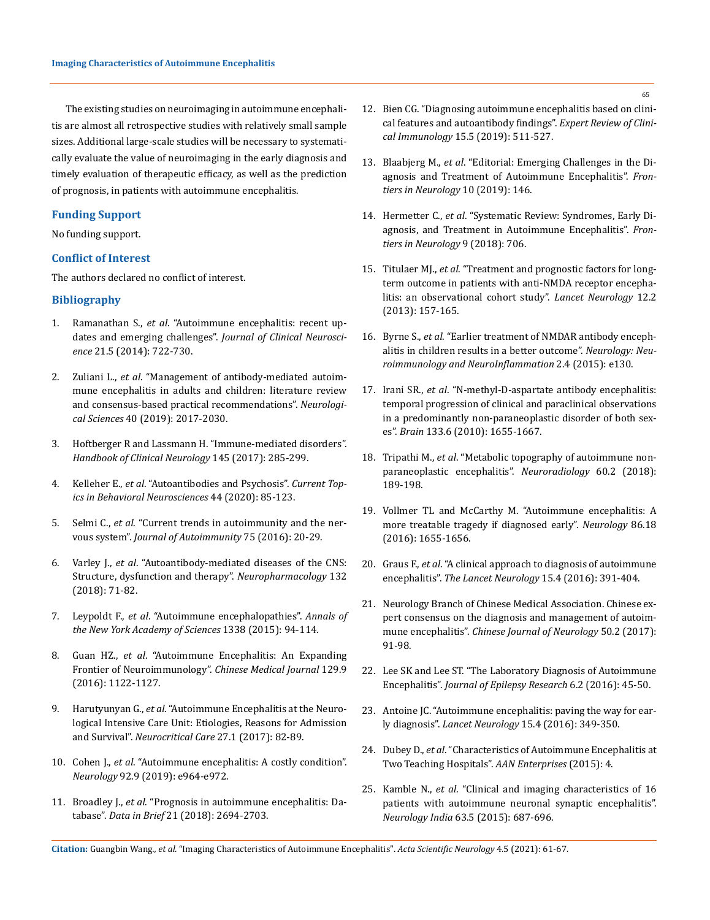The existing studies on neuroimaging in autoimmune encephalitis are almost all retrospective studies with relatively small sample sizes. Additional large-scale studies will be necessary to systematically evaluate the value of neuroimaging in the early diagnosis and timely evaluation of therapeutic efficacy, as well as the prediction of prognosis, in patients with autoimmune encephalitis.

## Funding Support

No funding support.

## Conflict of Interest

The authors declared no conflict of interest.

## Bibliography

1. Ramanathan S., *et al*. "Autoimmune encephalitis: recent updates and emerging challenges". *Journal of Clinical Neuroscience* 21.5 (2014): 722-730.
2. Zuliani L., *et al*. "Management of antibody-mediated autoimmune encephalitis in adults and children: literature review and consensus-based practical recommendations". *Neurological Sciences* 40 (2019): 2017-2030.
3. Hoftberger R and Lassmann H. "Immune-mediated disorders". *Handbook of Clinical Neurology* 145 (2017): 285-299.
4. Kelleher E., *et al*. "Autoantibodies and Psychosis". *Current Topics in Behavioral Neurosciences* 44 (2020): 85-123.
5. Selmi C., *et al*. "Current trends in autoimmunity and the nervous system". *Journal of Autoimmunity* 75 (2016): 20-29.
6. Varley J., *et al*. "Autoantibody-mediated diseases of the CNS: Structure, dysfunction and therapy". *Neuropharmacology* 132 (2018): 71-82.
7. Leypoldt F., *et al*. "Autoimmune encephalopathies". *Annals of the New York Academy of Sciences* 1338 (2015): 94-114.
8. Guan HZ., *et al*. "Autoimmune Encephalitis: An Expanding Frontier of Neuroimmunology". *Chinese Medical Journal* 129.9 (2016): 1122-1127.
9. Harutyunyan G., *et al*. "Autoimmune Encephalitis at the Neurological Intensive Care Unit: Etiologies, Reasons for Admission and Survival". *Neurocritical Care* 27.1 (2017): 82-89.
10. Cohen J., *et al*. "Autoimmune encephalitis: A costly condition". *Neurology* 92.9 (2019): e964-e972.
11. Broadley J., *et al*. "Prognosis in autoimmune encephalitis: Database". *Data in Brief* 21 (2018): 2694-2703.
12. Bien CG. "Diagnosing autoimmune encephalitis based on clinical features and autoantibody findings". *Expert Review of Clinical Immunology* 15.5 (2019): 511-527.
13. Blaabjerg M., *et al*. "Editorial: Emerging Challenges in the Diagnosis and Treatment of Autoimmune Encephalitis". *Frontiers in Neurology* 10 (2019): 146.
14. Hermetter C., *et al*. "Systematic Review: Syndromes, Early Diagnosis, and Treatment in Autoimmune Encephalitis". *Frontiers in Neurology* 9 (2018): 706.
15. Titulaer MJ., *et al*. "Treatment and prognostic factors for long-term outcome in patients with anti-NMDA receptor encephalitis: an observational cohort study". *Lancet Neurology* 12.2 (2013): 157-165.
16. Byrne S., *et al*. "Earlier treatment of NMDAR antibody encephalitis in children results in a better outcome". *Neurology: Neuroimmunology and NeuroInflammation* 2.4 (2015): e130.
17. Irani SR., *et al*. "N-methyl-D-aspartate antibody encephalitis: temporal progression of clinical and paraclinical observations in a predominantly non-paraneoplastic disorder of both sexes". *Brain* 133.6 (2010): 1655-1667.
18. Tripathi M., *et al*. "Metabolic topography of autoimmune non-paraneoplastic encephalitis". *Neuroradiology* 60.2 (2018): 189-198.
19. Vollmer TL and McCarthy M. "Autoimmune encephalitis: A more treatable tragedy if diagnosed early". *Neurology* 86.18 (2016): 1655-1656.
20. Graus F., *et al*. "A clinical approach to diagnosis of autoimmune encephalitis". *The Lancet Neurology* 15.4 (2016): 391-404.
21. Neurology Branch of Chinese Medical Association. Chinese expert consensus on the diagnosis and management of autoimmune encephalitis". *Chinese Journal of Neurology* 50.2 (2017): 91-98.
22. Lee SK and Lee ST. "The Laboratory Diagnosis of Autoimmune Encephalitis". *Journal of Epilepsy Research* 6.2 (2016): 45-50.
23. Antoine JC. "Autoimmune encephalitis: paving the way for early diagnosis". *Lancet Neurology* 15.4 (2016): 349-350.
24. Dubey D., *et al*. "Characteristics of Autoimmune Encephalitis at Two Teaching Hospitals". *AAN Enterprises* (2015): 4.
25. Kamble N., *et al*. "Clinical and imaging characteristics of 16 patients with autoimmune neuronal synaptic encephalitis". *Neurology India* 63.5 (2015): 687-696.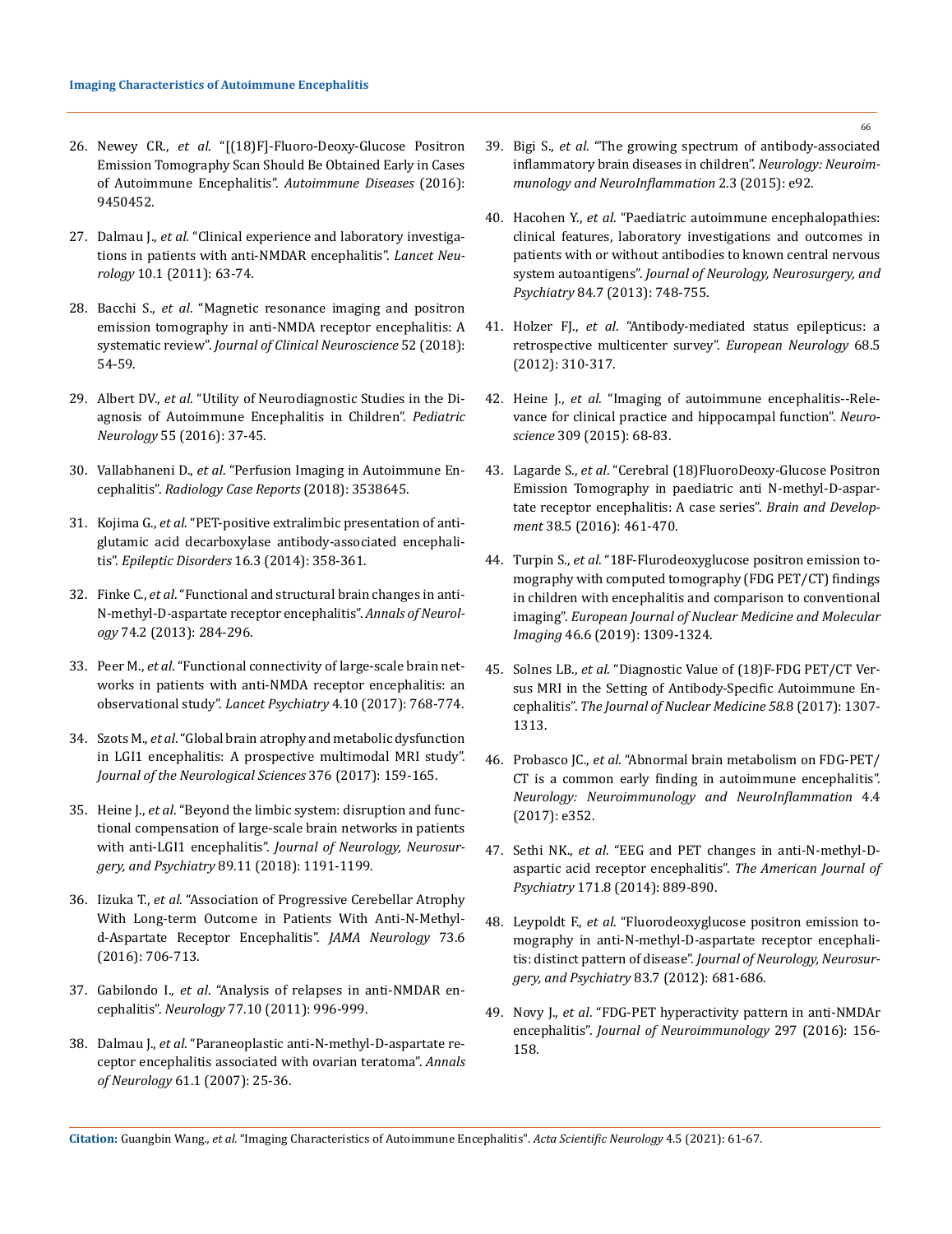26. Newey CR., *et al*. "[(18)F]-Fluoro-Deoxy-Glucose Positron Emission Tomography Scan Should Be Obtained Early in Cases of Autoimmune Encephalitis". *Autoimmune Diseases* (2016): 9450452.

27. Dalmau J., *et al*. "Clinical experience and laboratory investigations in patients with anti-NMDAR encephalitis". *Lancet Neurology* 10.1 (2011): 63-74.

28. Bacchi S., *et al*. "Magnetic resonance imaging and positron emission tomography in anti-NMDA receptor encephalitis: A systematic review". *Journal of Clinical Neuroscience* 52 (2018): 54-59.

29. Albert DV., *et al*. "Utility of Neurodiagnostic Studies in the Diagnosis of Autoimmune Encephalitis in Children". *Pediatric Neurology* 55 (2016): 37-45.

30. Vallabhaneni D., *et al*. "Perfusion Imaging in Autoimmune Encephalitis". *Radiology Case Reports* (2018): 3538645.

31. Kojima G., *et al*. "PET-positive extralimbic presentation of anti-glutamic acid decarboxylase antibody-associated encephalitis". *Epileptic Disorders* 16.3 (2014): 358-361.

32. Finke C., *et al*. "Functional and structural brain changes in anti-N-methyl-D-aspartate receptor encephalitis". *Annals of Neurology* 74.2 (2013): 284-296.

33. Peer M., *et al*. "Functional connectivity of large-scale brain networks in patients with anti-NMDA receptor encephalitis: an observational study". *Lancet Psychiatry* 4.10 (2017): 768-774.

34. Szots M., *et al*. "Global brain atrophy and metabolic dysfunction in LGI1 encephalitis: A prospective multimodal MRI study". *Journal of the Neurological Sciences* 376 (2017): 159-165.

35. Heine J., *et al*. "Beyond the limbic system: disruption and functional compensation of large-scale brain networks in patients with anti-LGI1 encephalitis". *Journal of Neurology, Neurosurgery, and Psychiatry* 89.11 (2018): 1191-1199.

36. Iizuka T., *et al*. "Association of Progressive Cerebellar Atrophy With Long-term Outcome in Patients With Anti-N-Methyl-d-Aspartate Receptor Encephalitis". *JAMA Neurology* 73.6 (2016): 706-713.

37. Gabilondo I., *et al*. "Analysis of relapses in anti-NMDAR encephalitis". *Neurology* 77.10 (2011): 996-999.

38. Dalmau J., *et al*. "Paraneoplastic anti-N-methyl-D-aspartate receptor encephalitis associated with ovarian teratoma". *Annals of Neurology* 61.1 (2007): 25-36.

39. Bigi S., *et al*. "The growing spectrum of antibody-associated inflammatory brain diseases in children". *Neurology: Neuroimmunology and NeuroInflammation* 2.3 (2015): e92.

40. Hacohen Y., *et al*. "Paediatric autoimmune encephalopathies: clinical features, laboratory investigations and outcomes in patients with or without antibodies to known central nervous system autoantigens". *Journal of Neurology, Neurosurgery, and Psychiatry* 84.7 (2013): 748-755.

41. Holzer FJ., *et al*. "Antibody-mediated status epilepticus: a retrospective multicenter survey". *European Neurology* 68.5 (2012): 310-317.

42. Heine J., *et al*. "Imaging of autoimmune encephalitis--Relevance for clinical practice and hippocampal function". *Neuroscience* 309 (2015): 68-83.

43. Lagarde S., *et al*. "Cerebral (18)FluoroDeoxy-Glucose Positron Emission Tomography in paediatric anti N-methyl-D-aspartate receptor encephalitis: A case series". *Brain and Development* 38.5 (2016): 461-470.

44. Turpin S., *et al*. "18F-Flurodeoxyglucose positron emission tomography with computed tomography (FDG PET/CT) findings in children with encephalitis and comparison to conventional imaging". *European Journal of Nuclear Medicine and Molecular Imaging* 46.6 (2019): 1309-1324.

45. Solnes LB., *et al*. "Diagnostic Value of (18)F-FDG PET/CT Versus MRI in the Setting of Antibody-Specific Autoimmune Encephalitis". *The Journal of Nuclear Medicine 58*.8 (2017): 1307-1313.

46. Probasco JC., *et al*. "Abnormal brain metabolism on FDG-PET/CT is a common early finding in autoimmune encephalitis". *Neurology: Neuroimmunology and NeuroInflammation* 4.4 (2017): e352.

47. Sethi NK., *et al*. "EEG and PET changes in anti-N-methyl-D-aspartic acid receptor encephalitis". *The American Journal of Psychiatry* 171.8 (2014): 889-890.

48. Leypoldt F., *et al*. "Fluorodeoxyglucose positron emission tomography in anti-N-methyl-D-aspartate receptor encephalitis: distinct pattern of disease". *Journal of Neurology, Neurosurgery, and Psychiatry* 83.7 (2012): 681-686.

49. Novy J., *et al*. "FDG-PET hyperactivity pattern in anti-NMDAr encephalitis". *Journal of Neuroimmunology* 297 (2016): 156-158.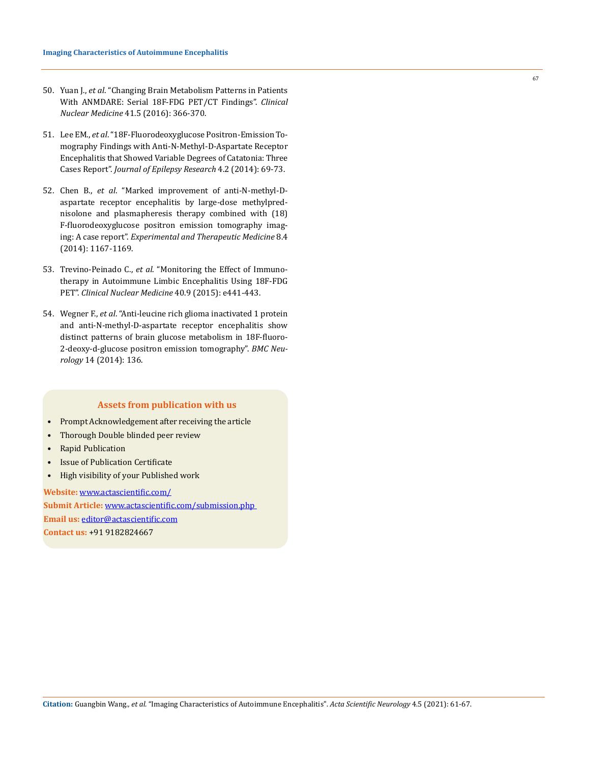50. Yuan J., *et al*. "Changing Brain Metabolism Patterns in Patients With ANMDARE: Serial 18F-FDG PET/CT Findings". *Clinical Nuclear Medicine* 41.5 (2016): 366-370.

51. Lee EM., *et al*. "18F-Fluorodeoxyglucose Positron-Emission Tomography Findings with Anti-N-Methyl-D-Aspartate Receptor Encephalitis that Showed Variable Degrees of Catatonia: Three Cases Report". *Journal of Epilepsy Research* 4.2 (2014): 69-73.

52. Chen B., *et al*. "Marked improvement of anti-N-methyl-D-aspartate receptor encephalitis by large-dose methylprednisolone and plasmapheresis therapy combined with (18) F-fluorodeoxyglucose positron emission tomography imaging: A case report". *Experimental and Therapeutic Medicine* 8.4 (2014): 1167-1169.

53. Trevino-Peinado C., *et al*. "Monitoring the Effect of Immunotherapy in Autoimmune Limbic Encephalitis Using 18F-FDG PET". *Clinical Nuclear Medicine* 40.9 (2015): e441-443.

54. Wegner F., *et al*. "Anti-leucine rich glioma inactivated 1 protein and anti-N-methyl-D-aspartate receptor encephalitis show distinct patterns of brain glucose metabolism in 18F-fluoro-2-deoxy-d-glucose positron emission tomography". *BMC Neurology* 14 (2014): 136.

**Assets from publication with us**

- Prompt Acknowledgement after receiving the article
- Thorough Double blinded peer review
- Rapid Publication
- Issue of Publication Certificate
- High visibility of your Published work

**Website:** www.actascientific.com/

**Submit Article:** www.actascientific.com/submission.php

**Email us:** editor@actascientific.com

**Contact us:** +91 9182824667